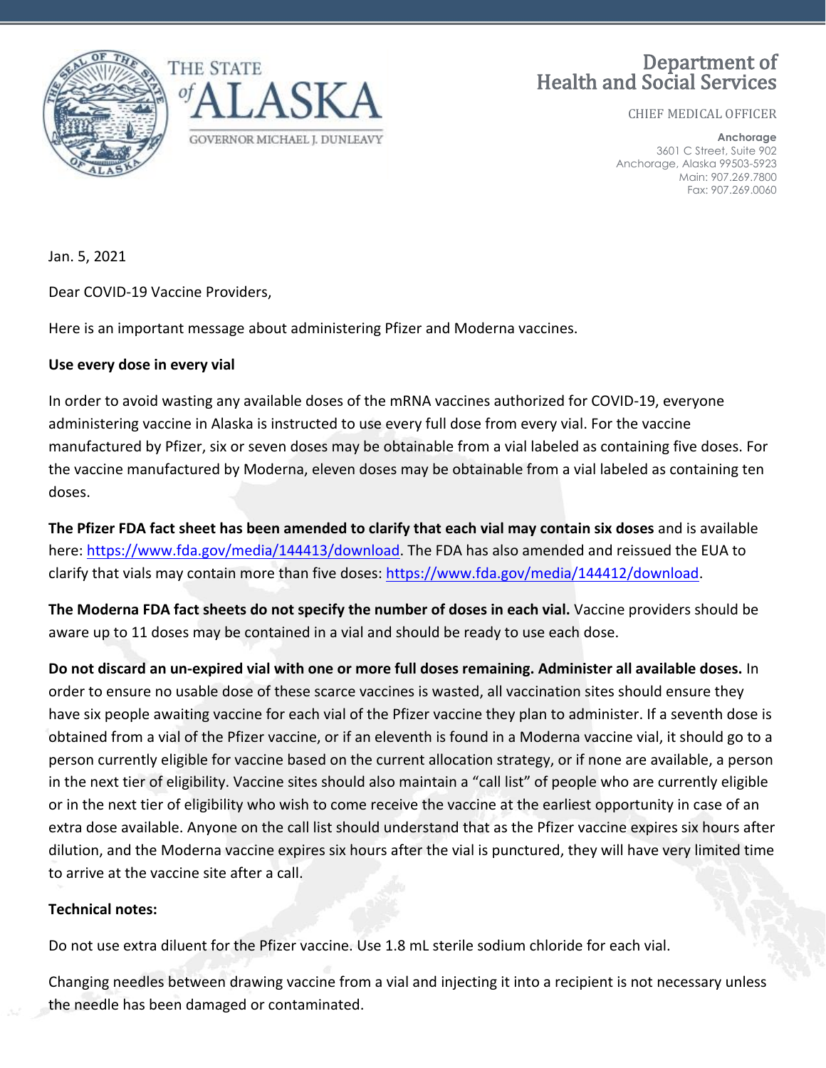THE STATE of ALASKA

GOVERNOR MICHAEL J. DUNLEAVY

Department of Health and Social Services

CHIEF MEDICAL OFFICER

**Anchorage**
3601 C Street, Suite 902
Anchorage, Alaska 99503-5923
Main: 907.269.7800
Fax: 907.269.0060

Jan. 5, 2021

Dear COVID-19 Vaccine Providers,

Here is an important message about administering Pfizer and Moderna vaccines.

**Use every dose in every vial**

In order to avoid wasting any available doses of the mRNA vaccines authorized for COVID-19, everyone administering vaccine in Alaska is instructed to use every full dose from every vial. For the vaccine manufactured by Pfizer, six or seven doses may be obtainable from a vial labeled as containing five doses. For the vaccine manufactured by Moderna, eleven doses may be obtainable from a vial labeled as containing ten doses.

**The Pfizer FDA fact sheet has been amended to clarify that each vial may contain six doses** and is available here: https://www.fda.gov/media/144413/download. The FDA has also amended and reissued the EUA to clarify that vials may contain more than five doses: https://www.fda.gov/media/144412/download.

**The Moderna FDA fact sheets do not specify the number of doses in each vial.** Vaccine providers should be aware up to 11 doses may be contained in a vial and should be ready to use each dose.

**Do not discard an un-expired vial with one or more full doses remaining. Administer all available doses.** In order to ensure no usable dose of these scarce vaccines is wasted, all vaccination sites should ensure they have six people awaiting vaccine for each vial of the Pfizer vaccine they plan to administer. If a seventh dose is obtained from a vial of the Pfizer vaccine, or if an eleventh is found in a Moderna vaccine vial, it should go to a person currently eligible for vaccine based on the current allocation strategy, or if none are available, a person in the next tier of eligibility. Vaccine sites should also maintain a "call list" of people who are currently eligible or in the next tier of eligibility who wish to come receive the vaccine at the earliest opportunity in case of an extra dose available. Anyone on the call list should understand that as the Pfizer vaccine expires six hours after dilution, and the Moderna vaccine expires six hours after the vial is punctured, they will have very limited time to arrive at the vaccine site after a call.

**Technical notes:**

Do not use extra diluent for the Pfizer vaccine. Use 1.8 mL sterile sodium chloride for each vial.

Changing needles between drawing vaccine from a vial and injecting it into a recipient is not necessary unless the needle has been damaged or contaminated.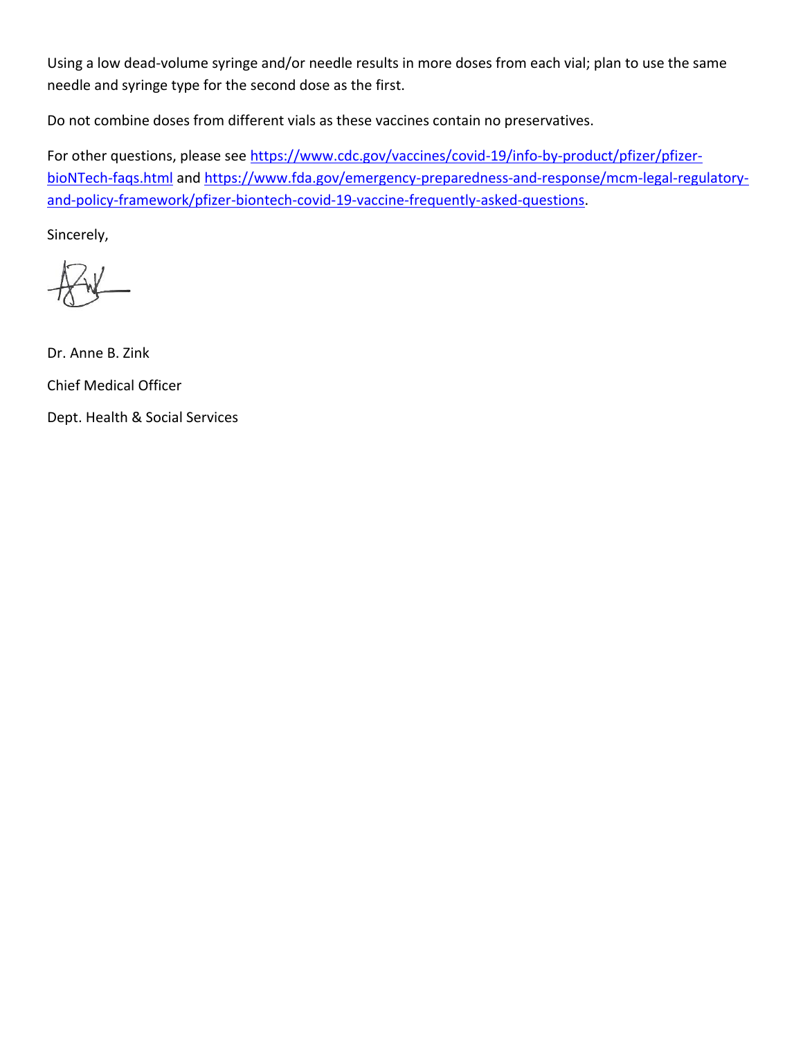Using a low dead-volume syringe and/or needle results in more doses from each vial; plan to use the same needle and syringe type for the second dose as the first.

Do not combine doses from different vials as these vaccines contain no preservatives.

For other questions, please see [https://www.cdc.gov/vaccines/covid-19/info-by-product/pfizer/pfizer-bioNTech-faqs.html](https://www.cdc.gov/vaccines/covid-19/info-by-product/pfizer/pfizer-bioNTech-faqs.html) and [https://www.fda.gov/emergency-preparedness-and-response/mcm-legal-regulatory-and-policy-framework/pfizer-biontech-covid-19-vaccine-frequently-asked-questions](https://www.fda.gov/emergency-preparedness-and-response/mcm-legal-regulatory-and-policy-framework/pfizer-biontech-covid-19-vaccine-frequently-asked-questions).

Sincerely,

Dr. Anne B. Zink

Chief Medical Officer

Dept. Health & Social Services